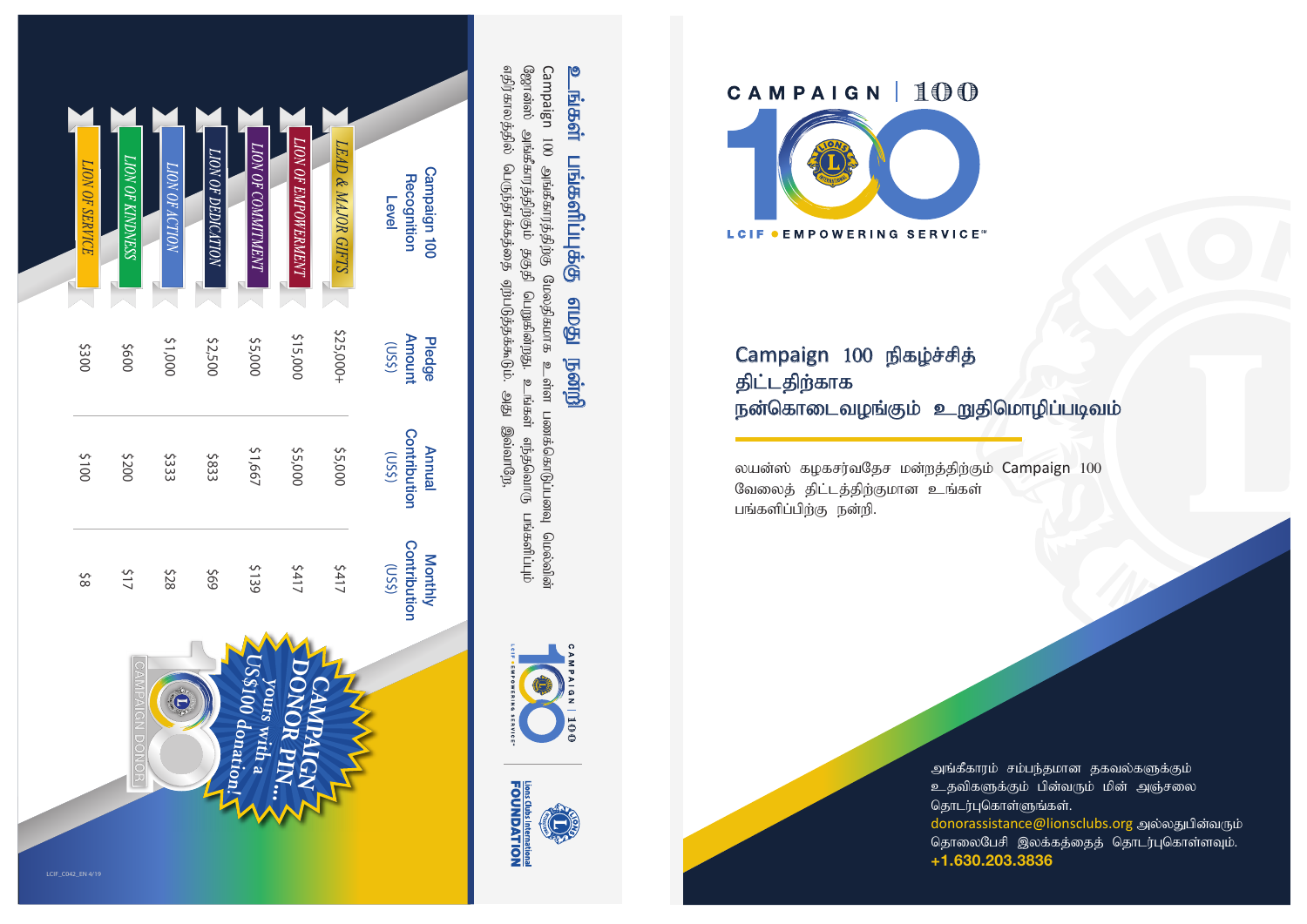# CAMPAIGN | 100

LCIF • EMPOWERING SERVICE™

## Campaign 100 நிகழ்ச்சித் திட்டத்திற்காக நன்கொடைவழங்கும் உறுதிமொழிப்படிவம்

லயன்ஸ் கழகசர்வதேச மன்றத்திற்கும் Campaign 100 வேலைத் திட்டத்திற்குமான உங்கள் பங்களிப்பிற்கு நன்றி.

அங்கீகாரம் சம்பந்தமான தகவல்களுக்கும் உதவிகளுக்கும் பின்வரும் மின் அஞ்சலை தொடர்புகொள்ளுங்கள். donorassistance@lionsclubs.org அல்லதுபின்வரும் தொலைபேசி இலக்கத்தைத் தொடர்புகொள்ளவும். **+1.630.203.3836**

## உங்கள் பங்களிப்புக்கு எமது நன்றி

Campaign 100 அங்கீகாரத்திற்கு மேலதிகமாக உள்ள பணக்கொடுப்பனவு வெள்ளிச் ஜோகன் அங்கீகாரத்திற்கும் தகுதி பெறுகின்றது. உங்கள் எந்தவொரு பங்களிப்பும் எதிர்காலத்தில் பெருந்தாக்கத்தை ஏற்படுத்தக்கூடும். அது இல்லாவிடு.

| Campaign 100 Recognition Level | Pledge Amount (US$) | Annual Contribution (US$) | Monthly Contribution (US$) |
|---|---|---|---|
| LEAD & MAJOR GIFTS | $25,000+ | $5,000 | $417 |
| LION OF EMPOWERMENT | $15,000 | $5,000 | $417 |
| LION OF COMMITMENT | $5,000 | $1,667 | $139 |
| LION OF DEDICATION | $2,500 | $833 | $69 |
| LION OF ACTION | $1,000 | $333 | $28 |
| LION OF KINDNESS | $600 | $200 | $17 |
| LION OF SERVICE | $300 | $100 | $8 |

CAMPAIGN DONOR PIN... yours with a US$100 donation!

CAMPAIGN DONOR

CAMPAIGN | 100

LCIF • EMPOWERING SERVICE™

Lions Clubs International FOUNDATION

LCIF_C042_EN 4/19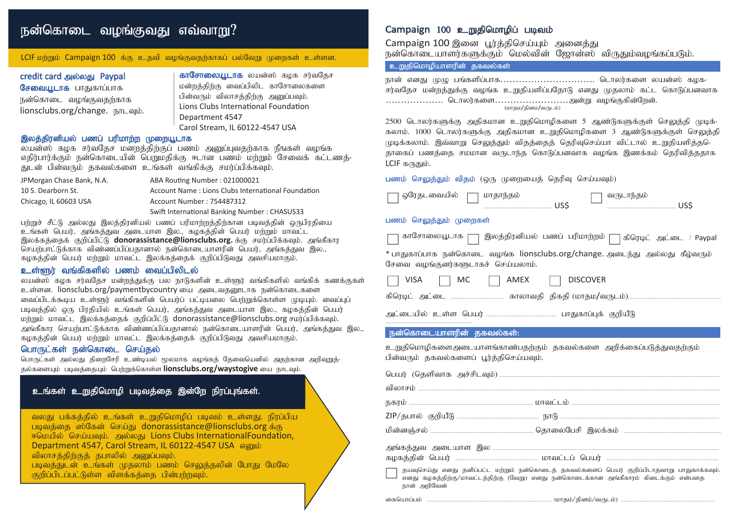# நன்கொடை வழங்குவது எவ்வாறு?

LCIF மற்றும் Campaign 100 க்கு உதவி வழங்குவதற்காகப் பல்வேறு முறைகள் உள்ளன.

**credit card அல்லது Paypal சேவையூடாக** பாதுகாப்பாக நன்கொடை வழங்குவதற்காக lionsclubs.org/change. நாடவும்.

**காசோலையூடாக** லயன்ஸ் கழக சர்வதேச மன்றத்திற்கு வைப்பிலிட காசோலைகளை பின்வரும் விலாசத்திற்கு அனுப்பவும்.
Lions Clubs International Foundation
Department 4547
Carol Stream, IL 60122-4547 USA

### இலத்திரனியல் பணப் பரிமாற்ற முறையூடாக

லயன்ஸ் கழக சர்வதேச மன்றத்திற்குப் பணம் அனுப்புவதற்காக நீங்கள் வழங்க எதிர்பார்க்கும் நன்கொடையின் பெறுமதிக்கு ஈடான பணம் மற்றும் சேவைக் கட்டணத்துடன் பின்வரும் தகவல்களை உங்கள் வங்கிக்கு சமர்ப்பிக்கவும்.

JPMorgan Chase Bank, N.A.
10 S. Dearborn St.
Chicago, IL 60603 USA

ABA Routing Number : 021000021
Account Name : Lions Clubs International Foundation
Account Number : 754487312
Swift International Banking Number : CHASUS33

பற்றுச் சீட்டு அல்லது இலத்திரனியல் பணப் பரிமாற்றத்திற்கான படிவத்தின் ஒருபிரதியை உங்கள் பெயர், அங்கத்துவ அடையாள இல., கழகத்தின் பெயர் மற்றும் மாவட்ட இலக்கத்தைக் குறிப்பிட்டு **donorassistance@lionsclubs.org.** க்கு சமர்ப்பிக்கவும். அங்கீகார செயற்பாட்டுக்காக விண்ணப்பிப்பதானால் நன்கொடையாளரின் பெயர், அங்கத்துவ இல., கழகத்தின் பெயர் மற்றும் மாவட்ட இலக்கத்தைக் குறிப்பிடுவது அவசியமாகும்.

### உள்ளூர் வங்கிகளில் பணம் வைப்பிலிடல்

லயன்ஸ் கழக சர்வதேச மன்றத்துக்கு பல நாடுகளின் உள்ளூர் வங்கிகளில் வங்கிக் கணக்குகள் உள்ளன. lionsclubs.org/paymentbycountry யை அடைவதனூடாக நன்கொடைகளை வைப்பிலிடக்கூடிய உள்ளூர் வங்கிகளின் பெயர்ப் பட்டியலை பெற்றுக்கொள்ள முடியும். வைப்புப் படிவத்தில் ஒரு பிரதியில் உங்கள் பெயர், அங்கத்துவ அடையாள இல., கழகத்தின் பெயர் மற்றும் மாவட்ட இலக்கத்தைக் குறிப்பிட்டு donorassistance@lionsclubs.org சமர்ப்பிக்கவும். அங்கீகார செயற்பாட்டுக்காக விண்ணப்பிப்பதானால் நன்கொடையாளரின் பெயர், அங்கத்துவ இல., கழகத்தின் பெயர் மற்றும் மாவட்ட இலக்கத்தைக் குறிப்பிடுவது அவசியமாகும்.

### பொருட்கள் நன்கொடை செய்தல்

பொருட்கள் அல்லது திறைசேரி உண்டியல் மூலமாக வழங்கத் தேவையெனில் அதற்கான அறிவுறுத்தல்களையும் படிவத்தையும் பெற்றுக்கொள்ள **lionsclubs.org/waystogive** யை நாடவும்.

### உங்கள் உறுதிமொழி படிவத்தை இன்றே நிரப்புங்கள்.

வலது பக்கத்தில் உங்கள் உறுதிமொழிப் படிவம் உள்ளது. நிரப்பிய படிவத்தை ஸ்கேன் செய்து donorassistance@lionsclubs.org க்கு ஈமெயில் செய்யவும். அல்லது Lions Clubs InternationalFoundation, Department 4547, Carol Stream, IL 60122-4547 USA எனும் விலாசத்திற்குத் தபாலில் அனுப்பவும்.
படிவத்துடன் உங்கள் முதலாம் பணம் செலுத்தலின் போது மேலே குறிப்பிடப்பட்டுள்ள விளக்கத்தை பின்பற்றவும்.

## Campaign 100 உறுதிமொழிப் படிவம்

Campaign 100 இனை பூர்த்திசெய்யும் அனைத்து நன்கொடையாளர்களுக்கும் மெல்வின் ஜோன்ஸ் விருதும்வழங்கப்படும்.

**உறுதிமொழியாளரின் தகவல்கள்**

நான் எனது முழு பங்களிப்பாக.............................. டொலர்களை லயன்ஸ் கழக-சர்வதேச மன்றத்துக்கு வழங்க உறுதியளிப்பதோடு எனது முதலாம் கட்ட கொடுப்பனவாக .................. டொலர்களை........................அன்று வழங்குகின்றேன்.
(மாதம்/தினம்/வருடம்)

2500 டொலர்களுக்கு அதிகமான உறுதிமொழிகளை 5 ஆண்டுகளுக்குள் செலுத்தி முடிக்கலாம். 1000 டொலர்களுக்கு அதிகமான உறுதிமொழிகளை 3 ஆண்டுகளுக்குள் செலுத்தி முடிக்கலாம். இவ்வாறு செலுத்தும் விதத்தைத் தெரிவுசெய்யா விட்டால் உறுதியளித்தெதாகைப் பணத்தை சமமான வருடாந்த கொடுப்பனவாக வழங்க இணக்கம் தெரிவித்ததாக LCIF கருதும்.

**பணம் செலுத்தும் விதம்** (ஒரு முறையைத் தெரிவு செய்யவும்)

☐ ஒரேதடவையில் ☐ மாதாந்தம் .................... US$ ☐ வருடாந்தம் .................... US$

**பணம் செலுத்தும் முறைகள்**

☐ காசோலையூடாக ☐ இலத்திரனியல் பணப் பரிமாற்றம் ☐ கிரெடிட் அட்டை / Paypal

* பாதுகாப்பாக நன்கொடை வழங்க lionsclubs.org/change. அடைந்து அல்லது கீழ்வரும் சேவை வழங்குனர்களூடாகச் செய்யலாம்.

☐ VISA ☐ MC ☐ AMEX ☐ DISCOVER

கிரெடிட் அட்டை .................... காலாவதி திகதி (மாதம/வருடம்)....................

அட்டையில் உள்ள பெயர் .................... பாதுகாப்புக் குறியீடு

**நன்கொடையாளரின் தகவல்கள்:**

உறுதிமொழிகளைஅடையாளங்காணப்பதற்கும் தகவல்களை அறிக்கைப்படுத்துவதற்கும் பின்வரும் தகவல்களைப் பூர்த்திசெய்யவும்.

பெயர் (தெளிவாக அச்சிடவும்) ....................

விலாசம் ....................

நகரம் .................... மாவட்டம் ....................

ZIP/தபால் குறியீடு .................... நாடு ....................

மின்னஞ்சல் .................... தொலைபேசி இலக்கம் ....................

அங்கத்துவ அடையாள இல ....................

கழகத்தின் பெயர் .................... மாவட்டப் பெயர் ....................

☐ தயவுசெய்து எனது தனிப்பட்ட மற்றும் நன்கொடைத் தகவல்களைப் பெயர் குறிப்பிடாதவாறு பாதுகாக்கவும். எனது கழகத்திற்கு/மாவட்டத்திற்கு (வேறு) எனது நன்கொடைக்கான அங்கீகாரம் கிடைக்கும் என்பதை நான் அறிவேன்

கையொப்பம் .................... (மாதம்/தினம்/வருடம்) ....................